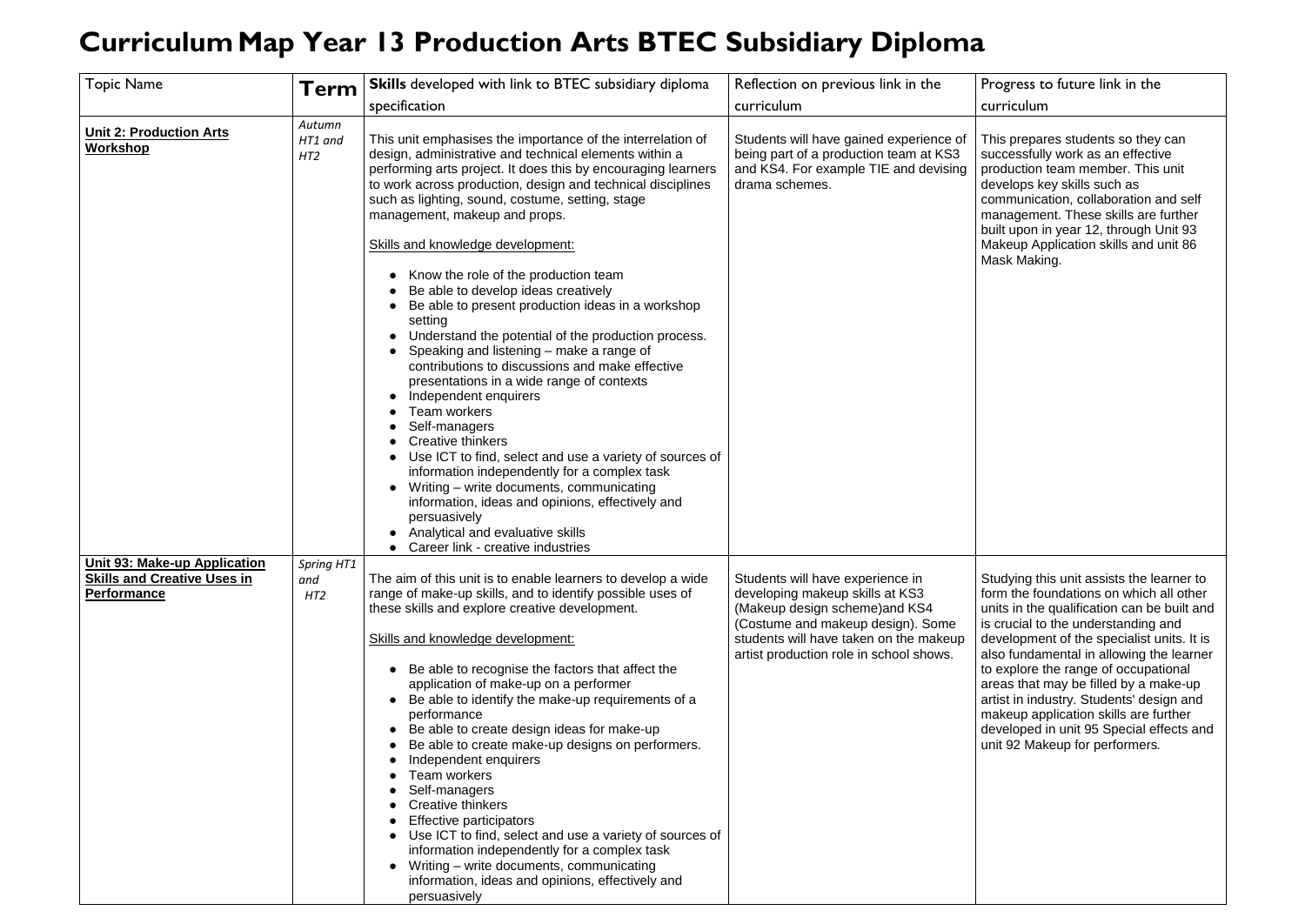# Curriculum Map Year 13 Production Arts BTEC Subsidiary Diploma

| Topic Name | Term | **Skills** developed with link to BTEC subsidiary diploma specification | Reflection on previous link in the curriculum | Progress to future link in the curriculum |
|---|---|---|---|---|
| **Unit 2: Production Arts Workshop** | *Autumn HT1 and HT2* | This unit emphasises the importance of the interrelation of design, administrative and technical elements within a performing arts project. It does this by encouraging learners to work across production, design and technical disciplines such as lighting, sound, costume, setting, stage management, makeup and props.<br><br>Skills and knowledge development:<br><br>• Know the role of the production team<br>• Be able to develop ideas creatively<br>• Be able to present production ideas in a workshop setting<br>• Understand the potential of the production process.<br>• Speaking and listening – make a range of contributions to discussions and make effective presentations in a wide range of contexts<br>• Independent enquirers<br>• Team workers<br>• Self-managers<br>• Creative thinkers<br>• Use ICT to find, select and use a variety of sources of information independently for a complex task<br>• Writing – write documents, communicating information, ideas and opinions, effectively and persuasively<br>• Analytical and evaluative skills<br>• Career link - creative industries | Students will have gained experience of being part of a production team at KS3 and KS4. For example TIE and devising drama schemes. | This prepares students so they can successfully work as an effective production team member. This unit develops key skills such as communication, collaboration and self management. These skills are further built upon in year 12, through Unit 93 Makeup Application skills and unit 86 Mask Making. |
| **Unit 93: Make-up Application Skills and Creative Uses in Performance** | *Spring HT1 and HT2* | The aim of this unit is to enable learners to develop a wide range of make-up skills, and to identify possible uses of these skills and explore creative development.<br><br>Skills and knowledge development:<br><br>• Be able to recognise the factors that affect the application of make-up on a performer<br>• Be able to identify the make-up requirements of a performance<br>• Be able to create design ideas for make-up<br>• Be able to create make-up designs on performers.<br>• Independent enquirers<br>• Team workers<br>• Self-managers<br>• Creative thinkers<br>• Effective participators<br>• Use ICT to find, select and use a variety of sources of information independently for a complex task<br>• Writing – write documents, communicating information, ideas and opinions, effectively and persuasively | Students will have experience in developing makeup skills at KS3 (Makeup design scheme)and KS4 (Costume and makeup design). Some students will have taken on the makeup artist production role in school shows. | Studying this unit assists the learner to form the foundations on which all other units in the qualification can be built and is crucial to the understanding and development of the specialist units. It is also fundamental in allowing the learner to explore the range of occupational areas that may be filled by a make-up artist in industry. Students' design and makeup application skills are further developed in unit 95 Special effects and unit 92 Makeup for performers. |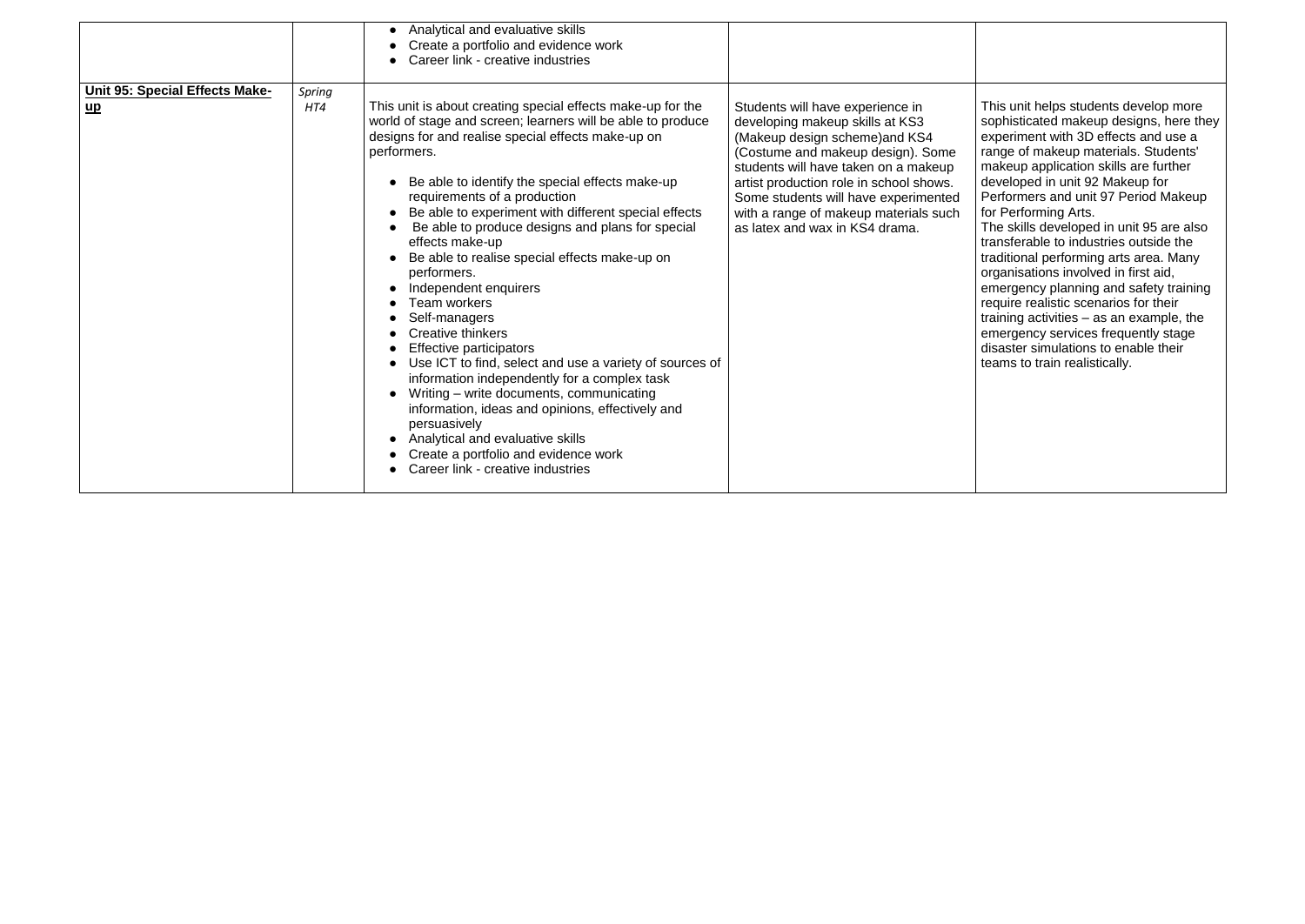| | | | | |
|---|---|---|---|---|
| | | • Analytical and evaluative skills<br>• Create a portfolio and evidence work<br>• Career link - creative industries | | |
| **Unit 95: Special Effects Make-up** | *Spring HT4* | This unit is about creating special effects make-up for the world of stage and screen; learners will be able to produce designs for and realise special effects make-up on performers.<br><br>• Be able to identify the special effects make-up requirements of a production<br>• Be able to experiment with different special effects<br>• Be able to produce designs and plans for special effects make-up<br>• Be able to realise special effects make-up on performers.<br>• Independent enquirers<br>• Team workers<br>• Self-managers<br>• Creative thinkers<br>• Effective participators<br>• Use ICT to find, select and use a variety of sources of information independently for a complex task<br>• Writing – write documents, communicating information, ideas and opinions, effectively and persuasively<br>• Analytical and evaluative skills<br>• Create a portfolio and evidence work<br>• Career link - creative industries | Students will have experience in developing makeup skills at KS3 (Makeup design scheme)and KS4 (Costume and makeup design). Some students will have taken on a makeup artist production role in school shows. Some students will have experimented with a range of makeup materials such as latex and wax in KS4 drama. | This unit helps students develop more sophisticated makeup designs, here they experiment with 3D effects and use a range of makeup materials. Students' makeup application skills are further developed in unit 92 Makeup for Performers and unit 97 Period Makeup for Performing Arts.<br>The skills developed in unit 95 are also transferable to industries outside the traditional performing arts area. Many organisations involved in first aid, emergency planning and safety training require realistic scenarios for their training activities – as an example, the emergency services frequently stage disaster simulations to enable their teams to train realistically. |